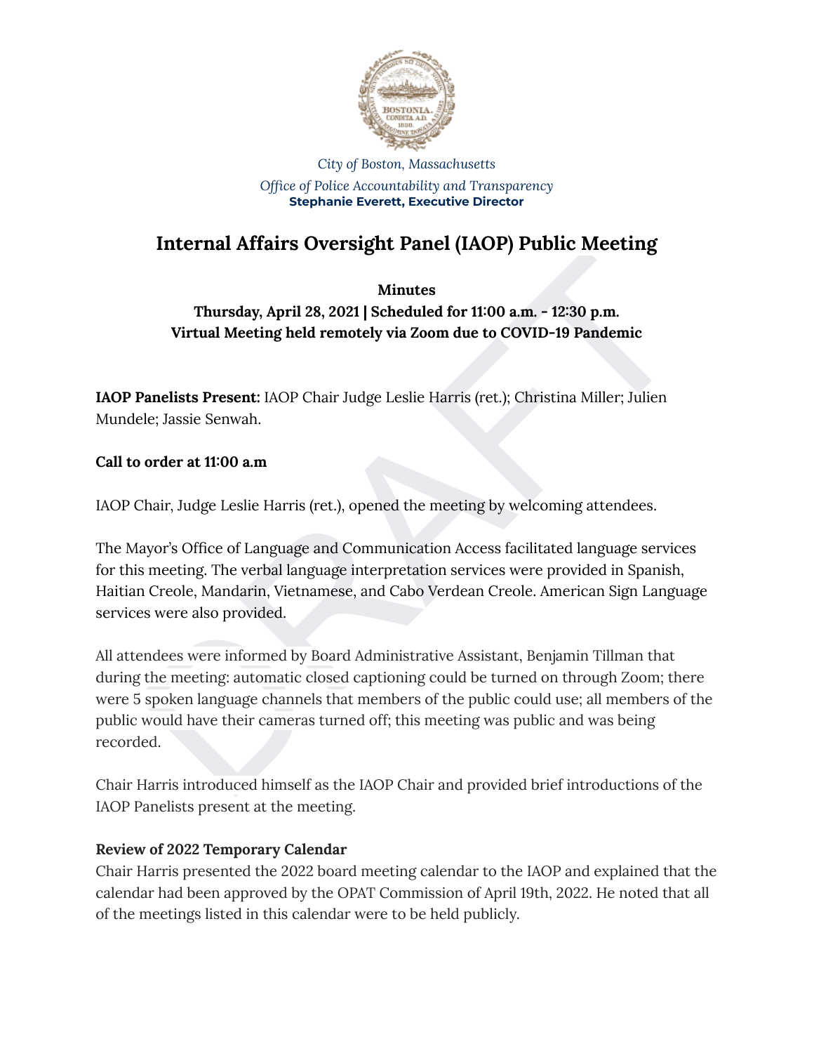City of Boston, Massachusetts

*Office of Police Accountability and Transparency*

**Stephanie Everett, Executive Director**

# Internal Affairs Oversight Panel (IAOP) Public Meeting

**Minutes**

**Thursday, April 28, 2021 | Scheduled for 11:00 a.m. - 12:30 p.m.**

**Virtual Meeting held remotely via Zoom due to COVID-19 Pandemic**

**IAOP Panelists Present:** IAOP Chair Judge Leslie Harris (ret.); Christina Miller; Julien Mundele; Jassie Senwah.

**Call to order at 11:00 a.m**

IAOP Chair, Judge Leslie Harris (ret.), opened the meeting by welcoming attendees.

The Mayor's Office of Language and Communication Access facilitated language services for this meeting. The verbal language interpretation services were provided in Spanish, Haitian Creole, Mandarin, Vietnamese, and Cabo Verdean Creole. American Sign Language services were also provided.

All attendees were informed by Board Administrative Assistant, Benjamin Tillman that during the meeting: automatic closed captioning could be turned on through Zoom; there were 5 spoken language channels that members of the public could use; all members of the public would have their cameras turned off; this meeting was public and was being recorded.

Chair Harris introduced himself as the IAOP Chair and provided brief introductions of the IAOP Panelists present at the meeting.

**Review of 2022 Temporary Calendar**

Chair Harris presented the 2022 board meeting calendar to the IAOP and explained that the calendar had been approved by the OPAT Commission of April 19th, 2022. He noted that all of the meetings listed in this calendar were to be held publicly.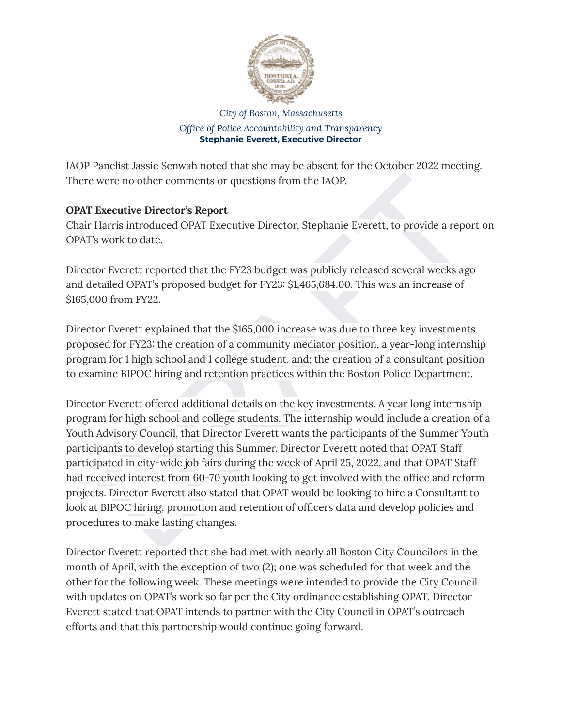IAOP Panelist Jassie Senwah noted that she may be absent for the October 2022 meeting. There were no other comments or questions from the IAOP.

**OPAT Executive Director's Report**

Chair Harris introduced OPAT Executive Director, Stephanie Everett, to provide a report on OPAT's work to date.

Director Everett reported that the FY23 budget was publicly released several weeks ago and detailed OPAT's proposed budget for FY23: $1,465,684.00. This was an increase of $165,000 from FY22.

Director Everett explained that the $165,000 increase was due to three key investments proposed for FY23: the creation of a community mediator position, a year-long internship program for 1 high school and 1 college student, and; the creation of a consultant position to examine BIPOC hiring and retention practices within the Boston Police Department.

Director Everett offered additional details on the key investments. A year long internship program for high school and college students. The internship would include a creation of a Youth Advisory Council, that Director Everett wants the participants of the Summer Youth participants to develop starting this Summer. Director Everett noted that OPAT Staff participated in city-wide job fairs during the week of April 25, 2022, and that OPAT Staff had received interest from 60-70 youth looking to get involved with the office and reform projects. Director Everett also stated that OPAT would be looking to hire a Consultant to look at BIPOC hiring, promotion and retention of officers data and develop policies and procedures to make lasting changes.

Director Everett reported that she had met with nearly all Boston City Councilors in the month of April, with the exception of two (2); one was scheduled for that week and the other for the following week. These meetings were intended to provide the City Council with updates on OPAT's work so far per the City ordinance establishing OPAT. Director Everett stated that OPAT intends to partner with the City Council in OPAT's outreach efforts and that this partnership would continue going forward.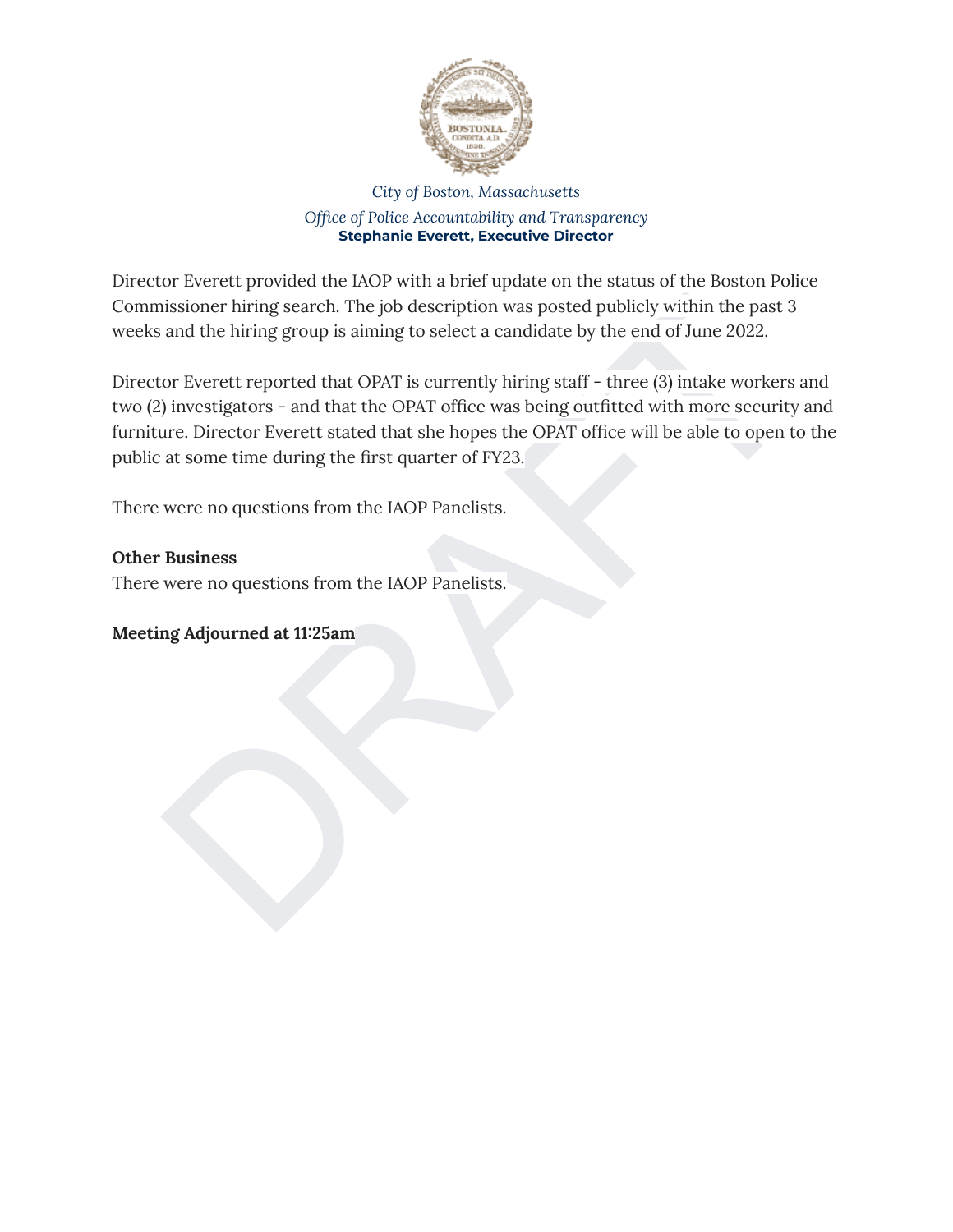Director Everett provided the IAOP with a brief update on the status of the Boston Police Commissioner hiring search. The job description was posted publicly within the past 3 weeks and the hiring group is aiming to select a candidate by the end of June 2022.

Director Everett reported that OPAT is currently hiring staff - three (3) intake workers and two (2) investigators - and that the OPAT office was being outfitted with more security and furniture. Director Everett stated that she hopes the OPAT office will be able to open to the public at some time during the first quarter of FY23.

There were no questions from the IAOP Panelists.

**Other Business**

There were no questions from the IAOP Panelists.

**Meeting Adjourned at 11:25am**